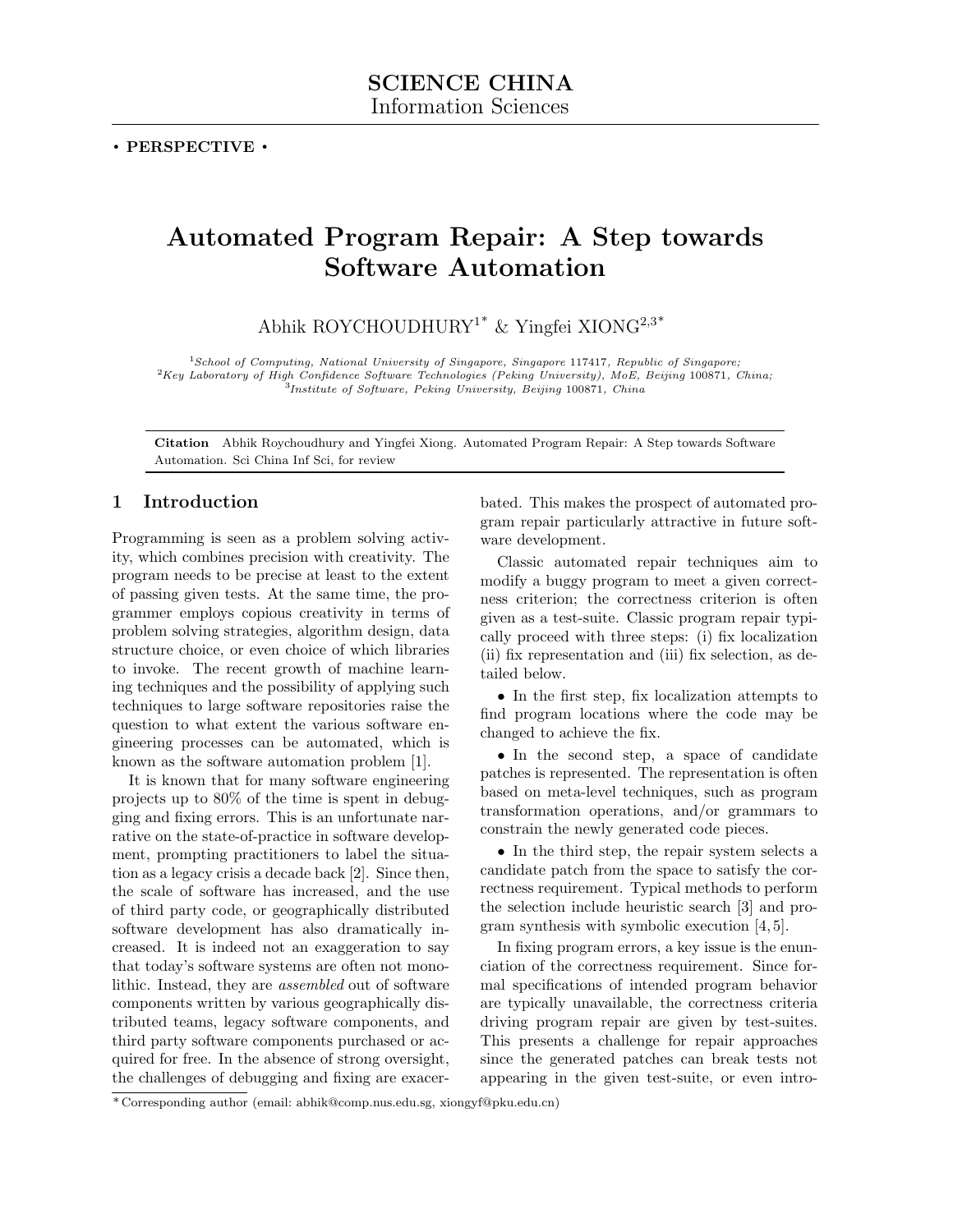SCIENCE CHINA
Information Sciences

• **PERSPECTIVE** •

# Automated Program Repair: A Step towards Software Automation

Abhik ROYCHOUDHURY[1*] & Yingfei XIONG[2,3*]

[1]*School of Computing, National University of Singapore, Singapore* 117417, *Republic of Singapore;*
[2]*Key Laboratory of High Confidence Software Technologies (Peking University), MoE, Beijing* 100871*, China;*
[3]*Institute of Software, Peking University, Beijing* 100871*, China*

**Citation** Abhik Roychoudhury and Yingfei Xiong. Automated Program Repair: A Step towards Software Automation. Sci China Inf Sci, for review

## 1 Introduction

Programming is seen as a problem solving activity, which combines precision with creativity. The program needs to be precise at least to the extent of passing given tests. At the same time, the programmer employs copious creativity in terms of problem solving strategies, algorithm design, data structure choice, or even choice of which libraries to invoke. The recent growth of machine learning techniques and the possibility of applying such techniques to large software repositories raise the question to what extent the various software engineering processes can be automated, which is known as the software automation problem [1].

It is known that for many software engineering projects up to 80% of the time is spent in debugging and fixing errors. This is an unfortunate narrative on the state-of-practice in software development, prompting practitioners to label the situation as a legacy crisis a decade back [2]. Since then, the scale of software has increased, and the use of third party code, or geographically distributed software development has also dramatically increased. It is indeed not an exaggeration to say that today's software systems are often not monolithic. Instead, they are *assembled* out of software components written by various geographically distributed teams, legacy software components, and third party software components purchased or acquired for free. In the absence of strong oversight, the challenges of debugging and fixing are exacerbated. This makes the prospect of automated program repair particularly attractive in future software development.

Classic automated repair techniques aim to modify a buggy program to meet a given correctness criterion; the correctness criterion is often given as a test-suite. Classic program repair typically proceed with three steps: (i) fix localization (ii) fix representation and (iii) fix selection, as detailed below.

- In the first step, fix localization attempts to find program locations where the code may be changed to achieve the fix.
- In the second step, a space of candidate patches is represented. The representation is often based on meta-level techniques, such as program transformation operations, and/or grammars to constrain the newly generated code pieces.
- In the third step, the repair system selects a candidate patch from the space to satisfy the correctness requirement. Typical methods to perform the selection include heuristic search [3] and program synthesis with symbolic execution [4, 5].

In fixing program errors, a key issue is the enunciation of the correctness requirement. Since formal specifications of intended program behavior are typically unavailable, the correctness criteria driving program repair are given by test-suites. This presents a challenge for repair approaches since the generated patches can break tests not appearing in the given test-suite, or even intro-

*Corresponding author (email: abhik@comp.nus.edu.sg, xiongyf@pku.edu.cn)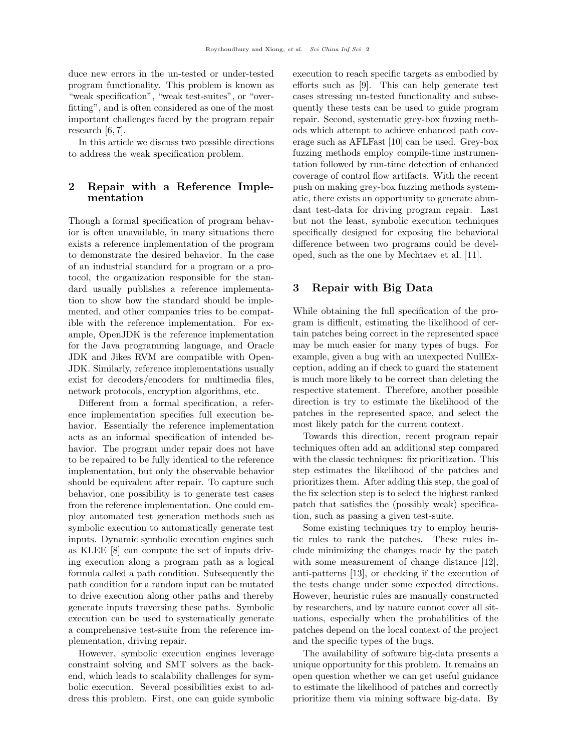duce new errors in the un-tested or under-tested program functionality. This problem is known as "weak specification", "weak test-suites", or "overfitting", and is often considered as one of the most important challenges faced by the program repair research [6, 7].

In this article we discuss two possible directions to address the weak specification problem.

## 2 Repair with a Reference Implementation

Though a formal specification of program behavior is often unavailable, in many situations there exists a reference implementation of the program to demonstrate the desired behavior. In the case of an industrial standard for a program or a protocol, the organization responsible for the standard usually publishes a reference implementation to show how the standard should be implemented, and other companies tries to be compatible with the reference implementation. For example, OpenJDK is the reference implementation for the Java programming language, and Oracle JDK and Jikes RVM are compatible with OpenJDK. Similarly, reference implementations usually exist for decoders/encoders for multimedia files, network protocols, encryption algorithms, etc.

Different from a formal specification, a reference implementation specifies full execution behavior. Essentially the reference implementation acts as an informal specification of intended behavior. The program under repair does not have to be repaired to be fully identical to the reference implementation, but only the observable behavior should be equivalent after repair. To capture such behavior, one possibility is to generate test cases from the reference implementation. One could employ automated test generation methods such as symbolic execution to automatically generate test inputs. Dynamic symbolic execution engines such as KLEE [8] can compute the set of inputs driving execution along a program path as a logical formula called a path condition. Subsequently the path condition for a random input can be mutated to drive execution along other paths and thereby generate inputs traversing these paths. Symbolic execution can be used to systematically generate a comprehensive test-suite from the reference implementation, driving repair.

However, symbolic execution engines leverage constraint solving and SMT solvers as the backend, which leads to scalability challenges for symbolic execution. Several possibilities exist to address this problem. First, one can guide symbolic execution to reach specific targets as embodied by efforts such as [9]. This can help generate test cases stressing un-tested functionality and subsequently these tests can be used to guide program repair. Second, systematic grey-box fuzzing methods which attempt to achieve enhanced path coverage such as AFLFast [10] can be used. Grey-box fuzzing methods employ compile-time instrumentation followed by run-time detection of enhanced coverage of control flow artifacts. With the recent push on making grey-box fuzzing methods systematic, there exists an opportunity to generate abundant test-data for driving program repair. Last but not the least, symbolic execution techniques specifically designed for exposing the behavioral difference between two programs could be developed, such as the one by Mechtaev et al. [11].

## 3 Repair with Big Data

While obtaining the full specification of the program is difficult, estimating the likelihood of certain patches being correct in the represented space may be much easier for many types of bugs. For example, given a bug with an unexpected NullException, adding an if check to guard the statement is much more likely to be correct than deleting the respective statement. Therefore, another possible direction is try to estimate the likelihood of the patches in the represented space, and select the most likely patch for the current context.

Towards this direction, recent program repair techniques often add an additional step compared with the classic techniques: fix prioritization. This step estimates the likelihood of the patches and prioritizes them. After adding this step, the goal of the fix selection step is to select the highest ranked patch that satisfies the (possibly weak) specification, such as passing a given test-suite.

Some existing techniques try to employ heuristic rules to rank the patches. These rules include minimizing the changes made by the patch with some measurement of change distance [12], anti-patterns [13], or checking if the execution of the tests change under some expected directions. However, heuristic rules are manually constructed by researchers, and by nature cannot cover all situations, especially when the probabilities of the patches depend on the local context of the project and the specific types of the bugs.

The availability of software big-data presents a unique opportunity for this problem. It remains an open question whether we can get useful guidance to estimate the likelihood of patches and correctly prioritize them via mining software big-data. By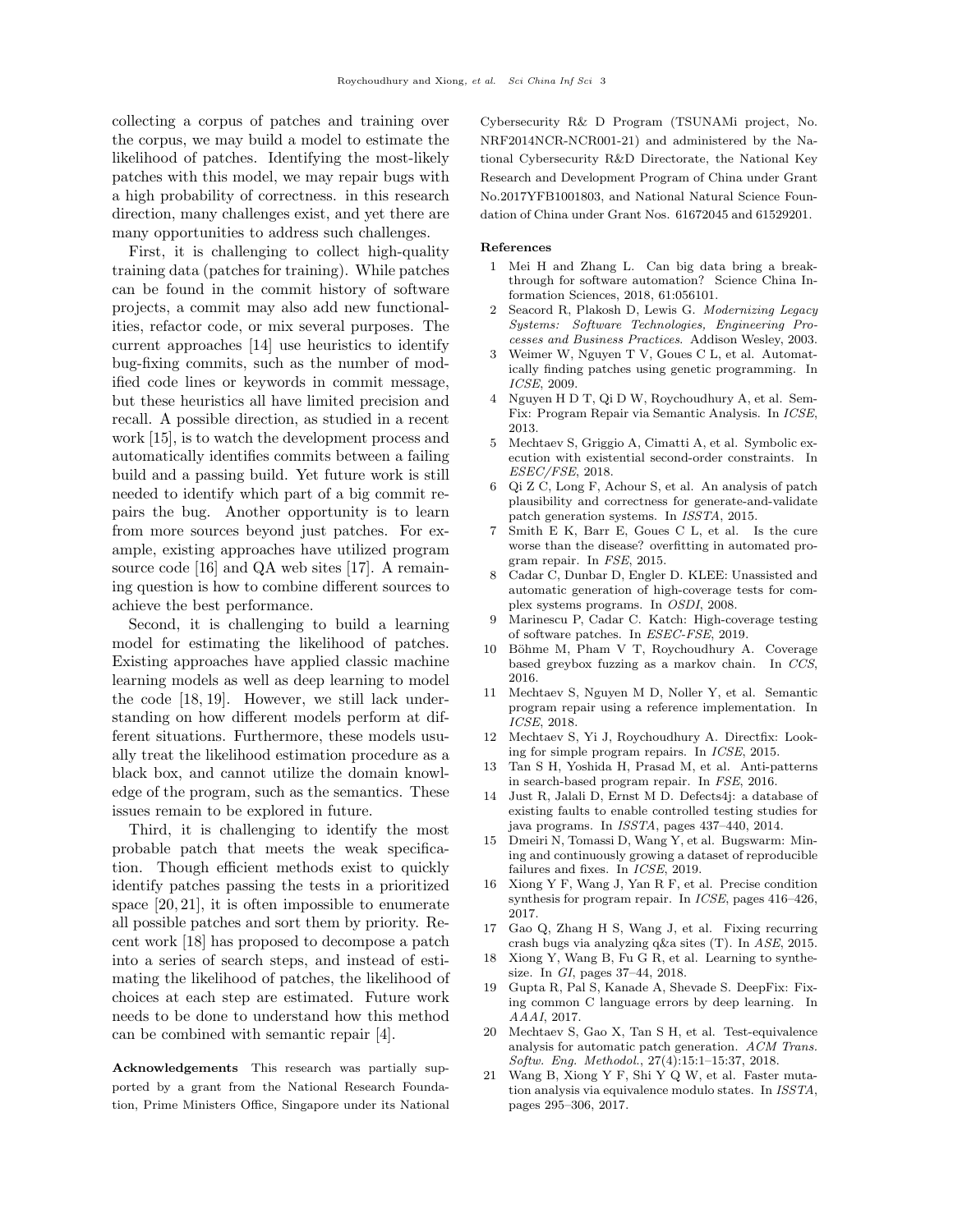collecting a corpus of patches and training over the corpus, we may build a model to estimate the likelihood of patches. Identifying the most-likely patches with this model, we may repair bugs with a high probability of correctness. in this research direction, many challenges exist, and yet there are many opportunities to address such challenges.

First, it is challenging to collect high-quality training data (patches for training). While patches can be found in the commit history of software projects, a commit may also add new functionalities, refactor code, or mix several purposes. The current approaches [14] use heuristics to identify bug-fixing commits, such as the number of modified code lines or keywords in commit message, but these heuristics all have limited precision and recall. A possible direction, as studied in a recent work [15], is to watch the development process and automatically identifies commits between a failing build and a passing build. Yet future work is still needed to identify which part of a big commit repairs the bug. Another opportunity is to learn from more sources beyond just patches. For example, existing approaches have utilized program source code [16] and QA web sites [17]. A remaining question is how to combine different sources to achieve the best performance.

Second, it is challenging to build a learning model for estimating the likelihood of patches. Existing approaches have applied classic machine learning models as well as deep learning to model the code [18, 19]. However, we still lack understanding on how different models perform at different situations. Furthermore, these models usually treat the likelihood estimation procedure as a black box, and cannot utilize the domain knowledge of the program, such as the semantics. These issues remain to be explored in future.

Third, it is challenging to identify the most probable patch that meets the weak specification. Though efficient methods exist to quickly identify patches passing the tests in a prioritized space [20, 21], it is often impossible to enumerate all possible patches and sort them by priority. Recent work [18] has proposed to decompose a patch into a series of search steps, and instead of estimating the likelihood of patches, the likelihood of choices at each step are estimated. Future work needs to be done to understand how this method can be combined with semantic repair [4].

**Acknowledgements** This research was partially supported by a grant from the National Research Foundation, Prime Ministers Office, Singapore under its National Cybersecurity R& D Program (TSUNAMi project, No. NRF2014NCR-NCR001-21) and administered by the National Cybersecurity R&D Directorate, the National Key Research and Development Program of China under Grant No.2017YFB1001803, and National Natural Science Foundation of China under Grant Nos. 61672045 and 61529201.

## References

1. Mei H and Zhang L. Can big data bring a breakthrough for software automation? Science China Information Sciences, 2018, 61:056101.
2. Seacord R, Plakosh D, Lewis G. *Modernizing Legacy Systems: Software Technologies, Engineering Processes and Business Practices*. Addison Wesley, 2003.
3. Weimer W, Nguyen T V, Goues C L, et al. Automatically finding patches using genetic programming. In *ICSE*, 2009.
4. Nguyen H D T, Qi D W, Roychoudhury A, et al. SemFix: Program Repair via Semantic Analysis. In *ICSE*, 2013.
5. Mechtaev S, Griggio A, Cimatti A, et al. Symbolic execution with existential second-order constraints. In *ESEC/FSE*, 2018.
6. Qi Z C, Long F, Achour S, et al. An analysis of patch plausibility and correctness for generate-and-validate patch generation systems. In *ISSTA*, 2015.
7. Smith E K, Barr E, Goues C L, et al. Is the cure worse than the disease? overfitting in automated program repair. In *FSE*, 2015.
8. Cadar C, Dunbar D, Engler D. KLEE: Unassisted and automatic generation of high-coverage tests for complex systems programs. In *OSDI*, 2008.
9. Marinescu P, Cadar C. Katch: High-coverage testing of software patches. In *ESEC-FSE*, 2019.
10. Böhme M, Pham V T, Roychoudhury A. Coverage based greybox fuzzing as a markov chain. In *CCS*, 2016.
11. Mechtaev S, Nguyen M D, Noller Y, et al. Semantic program repair using a reference implementation. In *ICSE*, 2018.
12. Mechtaev S, Yi J, Roychoudhury A. Directfix: Looking for simple program repairs. In *ICSE*, 2015.
13. Tan S H, Yoshida H, Prasad M, et al. Anti-patterns in search-based program repair. In *FSE*, 2016.
14. Just R, Jalali D, Ernst M D. Defects4j: a database of existing faults to enable controlled testing studies for java programs. In *ISSTA*, pages 437–440, 2014.
15. Dmeiri N, Tomassi D, Wang Y, et al. Bugswarm: Mining and continuously growing a dataset of reproducible failures and fixes. In *ICSE*, 2019.
16. Xiong Y F, Wang J, Yan R F, et al. Precise condition synthesis for program repair. In *ICSE*, pages 416–426, 2017.
17. Gao Q, Zhang H S, Wang J, et al. Fixing recurring crash bugs via analyzing q&a sites (T). In *ASE*, 2015.
18. Xiong Y, Wang B, Fu G R, et al. Learning to synthesize. In *GI*, pages 37–44, 2018.
19. Gupta R, Pal S, Kanade A, Shevade S. DeepFix: Fixing common C language errors by deep learning. In *AAAI*, 2017.
20. Mechtaev S, Gao X, Tan S H, et al. Test-equivalence analysis for automatic patch generation. *ACM Trans. Softw. Eng. Methodol.*, 27(4):15:1–15:37, 2018.
21. Wang B, Xiong Y F, Shi Y Q W, et al. Faster mutation analysis via equivalence modulo states. In *ISSTA*, pages 295–306, 2017.